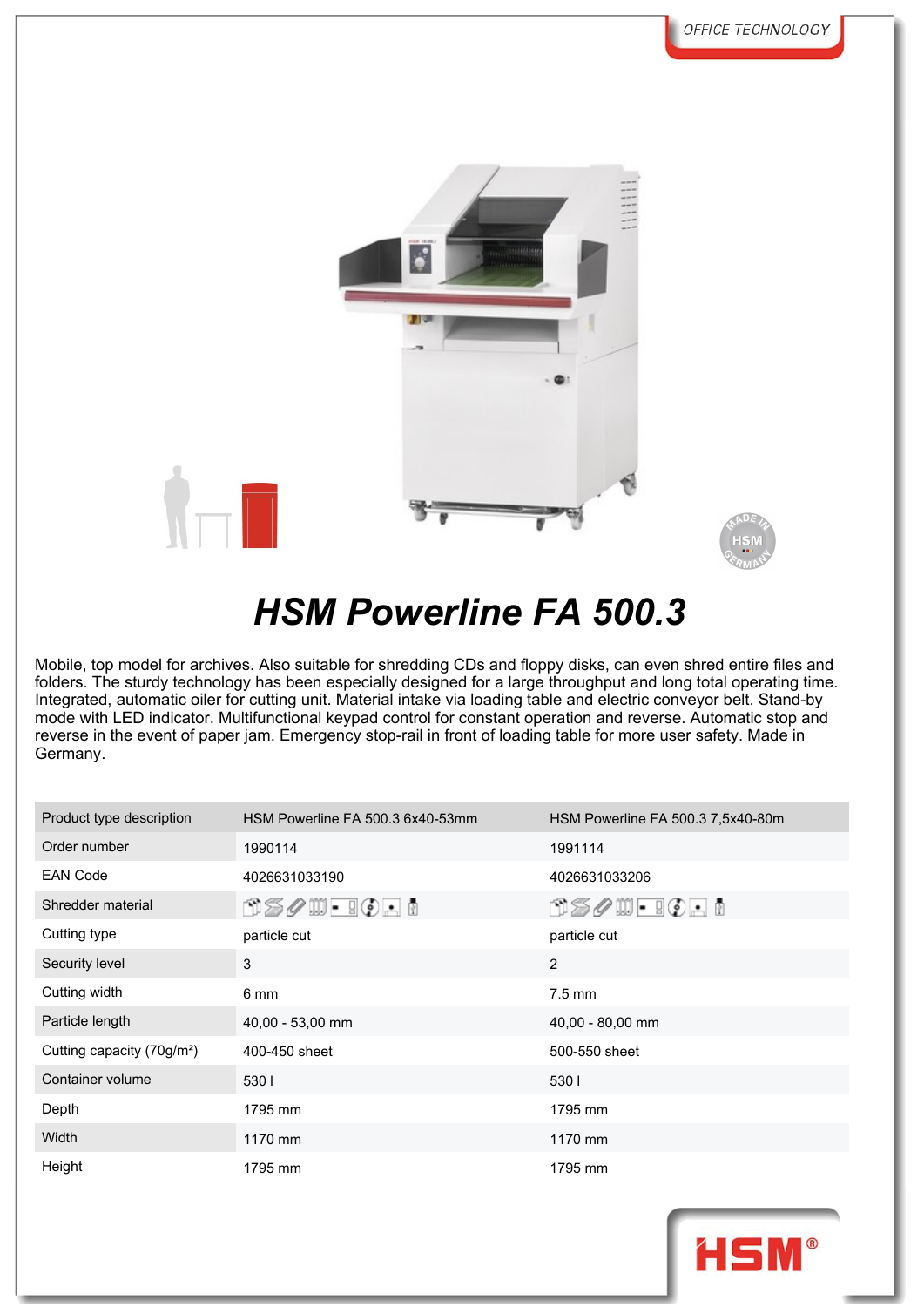OFFICE TECHNOLOGY

# HSM Powerline FA 500.3

Mobile, top model for archives. Also suitable for shredding CDs and floppy disks, can even shred entire files and folders. The sturdy technology has been especially designed for a large throughput and long total operating time. Integrated, automatic oiler for cutting unit. Material intake via loading table and electric conveyor belt. Stand-by mode with LED indicator. Multifunctional keypad control for constant operation and reverse. Automatic stop and reverse in the event of paper jam. Emergency stop-rail in front of loading table for more user safety. Made in Germany.

| Product type description | HSM Powerline FA 500.3 6x40-53mm | HSM Powerline FA 500.3 7,5x40-80m |
|---|---|---|
| Order number | 1990114 | 1991114 |
| EAN Code | 4026631033190 | 4026631033206 |
| Shredder material | | |
| Cutting type | particle cut | particle cut |
| Security level | 3 | 2 |
| Cutting width | 6 mm | 7.5 mm |
| Particle length | 40,00 - 53,00 mm | 40,00 - 80,00 mm |
| Cutting capacity (70g/m²) | 400-450 sheet | 500-550 sheet |
| Container volume | 530 l | 530 l |
| Depth | 1795 mm | 1795 mm |
| Width | 1170 mm | 1170 mm |
| Height | 1795 mm | 1795 mm |

HSM®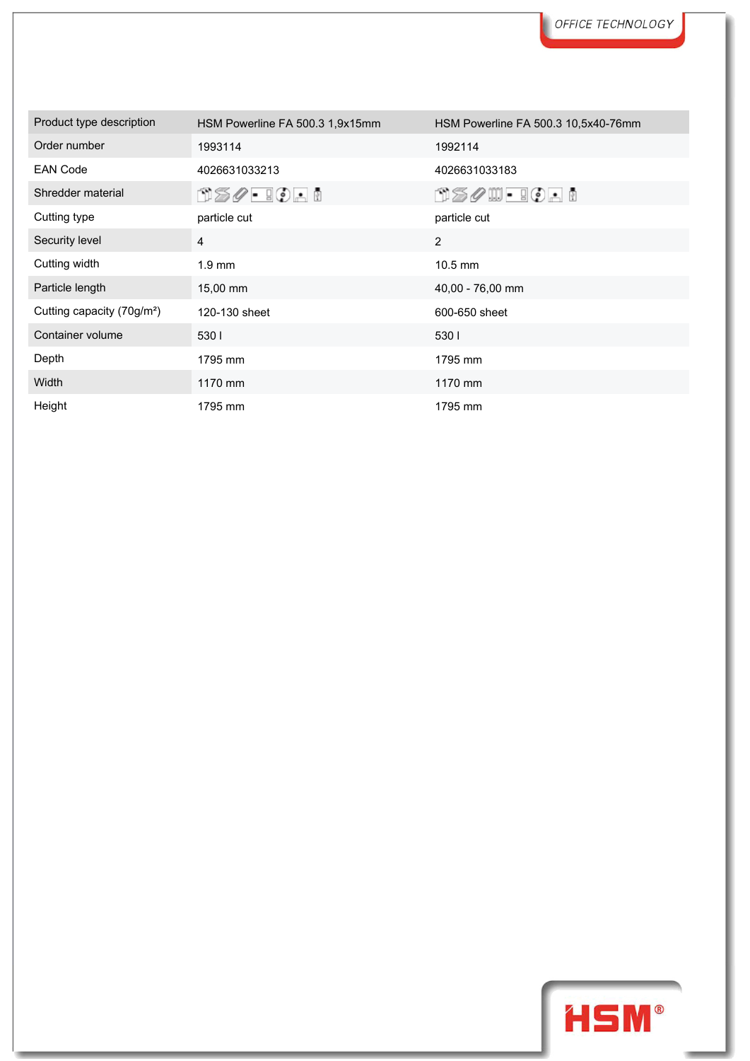| Product type description | HSM Powerline FA 500.3 1,9x15mm | HSM Powerline FA 500.3 10,5x40-76mm |
|---|---|---|
| Order number | 1993114 | 1992114 |
| EAN Code | 4026631033213 | 4026631033183 |
| Shredder material | | |
| Cutting type | particle cut | particle cut |
| Security level | 4 | 2 |
| Cutting width | 1.9 mm | 10.5 mm |
| Particle length | 15,00 mm | 40,00 - 76,00 mm |
| Cutting capacity (70g/m²) | 120-130 sheet | 600-650 sheet |
| Container volume | 530 l | 530 l |
| Depth | 1795 mm | 1795 mm |
| Width | 1170 mm | 1170 mm |
| Height | 1795 mm | 1795 mm |